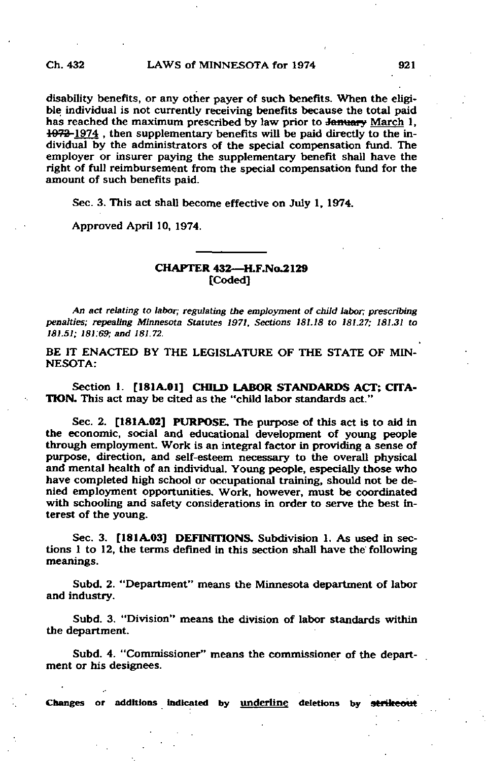disability benefits, or any other payer of such benefits. When the eligible individual is not currently receiving benefits because the total paid has reached the maximum prescribed by law prior to ~~January~~ <u>March</u> 1, ~~1972~~ <u>1974</u> , then supplementary benefits will be paid directly to the individual by the administrators of the special compensation fund. The employer or insurer paying the supplementary benefit shall have the right of full reimbursement from the special compensation fund for the amount of such benefits paid.

Sec. 3. This act shall become effective on July 1, 1974.

Approved April 10, 1974.

---

## CHAPTER 432—H.F.No.2129
[Coded]

*An act relating to labor; regulating the employment of child labor; prescribing penalties; repealing Minnesota Statutes 1971, Sections 181.18 to 181.27; 181.31 to 181.51; 181.69; and 181.72.*

BE IT ENACTED BY THE LEGISLATURE OF THE STATE OF MINNESOTA:

Section 1. [181A.01] **CHILD LABOR STANDARDS ACT; CITATION.** This act may be cited as the "child labor standards act."

Sec. 2. [181A.02] **PURPOSE.** The purpose of this act is to aid in the economic, social and educational development of young people through employment. Work is an integral factor in providing a sense of purpose, direction, and self-esteem necessary to the overall physical and mental health of an individual. Young people, especially those who have completed high school or occupational training, should not be denied employment opportunities. Work, however, must be coordinated with schooling and safety considerations in order to serve the best interest of the young.

Sec. 3. [181A.03] **DEFINITIONS.** Subdivision 1. As used in sections 1 to 12, the terms defined in this section shall have the following meanings.

Subd. 2. "Department" means the Minnesota department of labor and industry.

Subd. 3. "Division" means the division of labor standards within the department.

Subd. 4. "Commissioner" means the commissioner of the department or his designees.

Changes or additions indicated by <u>underline</u> deletions by ~~strikeout~~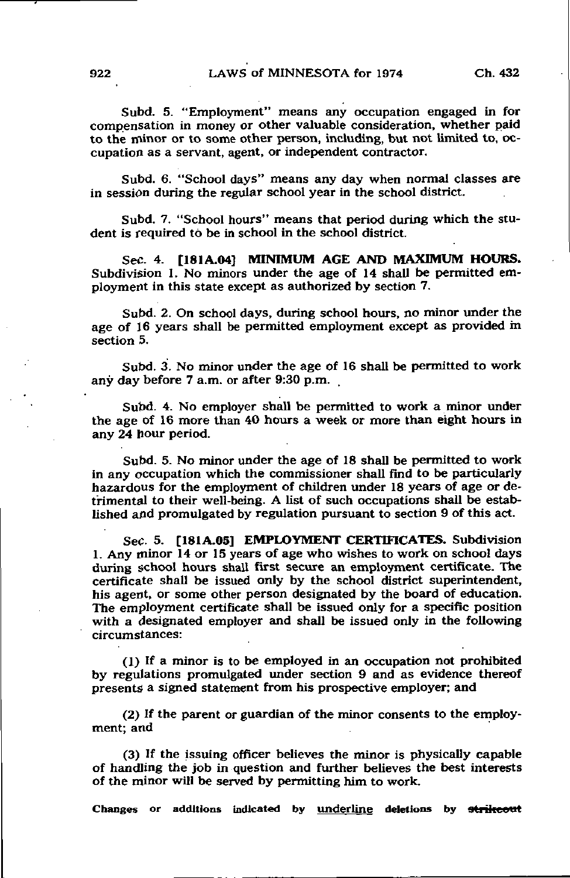Subd. 5. "Employment" means any occupation engaged in for compensation in money or other valuable consideration, whether paid to the minor or to some other person, including, but not limited to, occupation as a servant, agent, or independent contractor.

Subd. 6. "School days" means any day when normal classes are in session during the regular school year in the school district.

Subd. 7. "School hours" means that period during which the student is required to be in school in the school district.

Sec. 4. **[181A.04] MINIMUM AGE AND MAXIMUM HOURS.** Subdivision 1. No minors under the age of 14 shall be permitted employment in this state except as authorized by section 7.

Subd. 2. On school days, during school hours, no minor under the age of 16 years shall be permitted employment except as provided in section 5.

Subd. 3. No minor under the age of 16 shall be permitted to work any day before 7 a.m. or after 9:30 p.m.

Subd. 4. No employer shall be permitted to work a minor under the age of 16 more than 40 hours a week or more than eight hours in any 24 hour period.

Subd. 5. No minor under the age of 18 shall be permitted to work in any occupation which the commissioner shall find to be particularly hazardous for the employment of children under 18 years of age or detrimental to their well-being. A list of such occupations shall be established and promulgated by regulation pursuant to section 9 of this act.

Sec. 5. **[181A.05] EMPLOYMENT CERTIFICATES.** Subdivision 1. Any minor 14 or 15 years of age who wishes to work on school days during school hours shall first secure an employment certificate. The certificate shall be issued only by the school district superintendent, his agent, or some other person designated by the board of education. The employment certificate shall be issued only for a specific position with a designated employer and shall be issued only in the following circumstances:

(1) If a minor is to be employed in an occupation not prohibited by regulations promulgated under section 9 and as evidence thereof presents a signed statement from his prospective employer; and

(2) If the parent or guardian of the minor consents to the employment; and

(3) If the issuing officer believes the minor is physically capable of handling the job in question and further believes the best interests of the minor will be served by permitting him to work.

**Changes or additions indicated by underline deletions by ~~strikeout~~**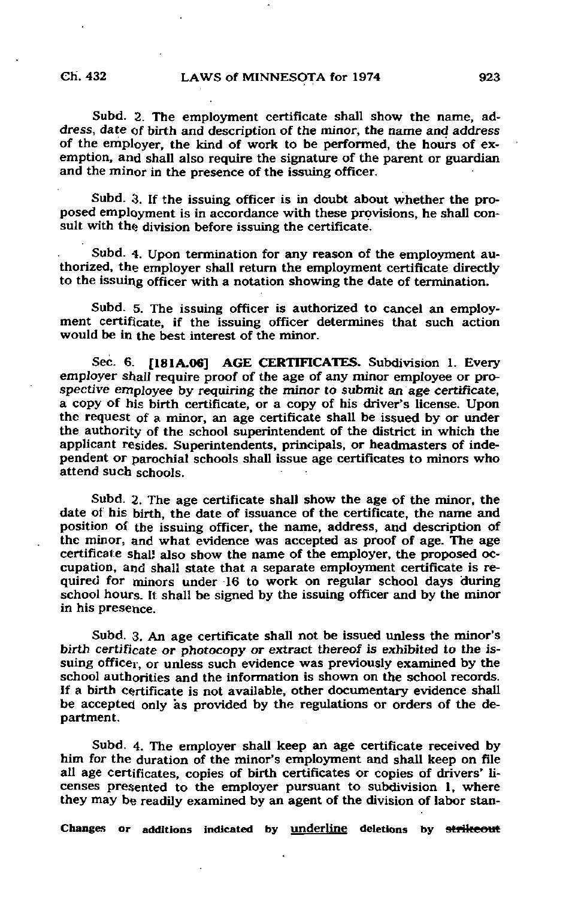Subd. 2. The employment certificate shall show the name, address, date of birth and description of the minor, the name and address of the employer, the kind of work to be performed, the hours of exemption, and shall also require the signature of the parent or guardian and the minor in the presence of the issuing officer.

Subd. 3. If the issuing officer is in doubt about whether the proposed employment is in accordance with these provisions, he shall consult with the division before issuing the certificate.

Subd. 4. Upon termination for any reason of the employment authorized, the employer shall return the employment certificate directly to the issuing officer with a notation showing the date of termination.

Subd. 5. The issuing officer is authorized to cancel an employment certificate, if the issuing officer determines that such action would be in the best interest of the minor.

Sec. 6. **[181A.06] AGE CERTIFICATES.** Subdivision 1. Every employer shall require proof of the age of any minor employee or prospective employee by requiring the minor to submit an age certificate, a copy of his birth certificate, or a copy of his driver's license. Upon the request of a minor, an age certificate shall be issued by or under the authority of the school superintendent of the district in which the applicant resides. Superintendents, principals, or headmasters of independent or parochial schools shall issue age certificates to minors who attend such schools.

Subd. 2. The age certificate shall show the age of the minor, the date of his birth, the date of issuance of the certificate, the name and position of the issuing officer, the name, address, and description of the minor, and what evidence was accepted as proof of age. The age certificate shall also show the name of the employer, the proposed occupation, and shall state that a separate employment certificate is required for minors under 16 to work on regular school days during school hours. It shall be signed by the issuing officer and by the minor in his presence.

Subd. 3. An age certificate shall not be issued unless the minor's birth certificate or photocopy or extract thereof is exhibited to the issuing officer, or unless such evidence was previously examined by the school authorities and the information is shown on the school records. If a birth certificate is not available, other documentary evidence shall be accepted only as provided by the regulations or orders of the department.

Subd. 4. The employer shall keep an age certificate received by him for the duration of the minor's employment and shall keep on file all age certificates, copies of birth certificates or copies of drivers' licenses presented to the employer pursuant to subdivision 1, where they may be readily examined by an agent of the division of labor stan-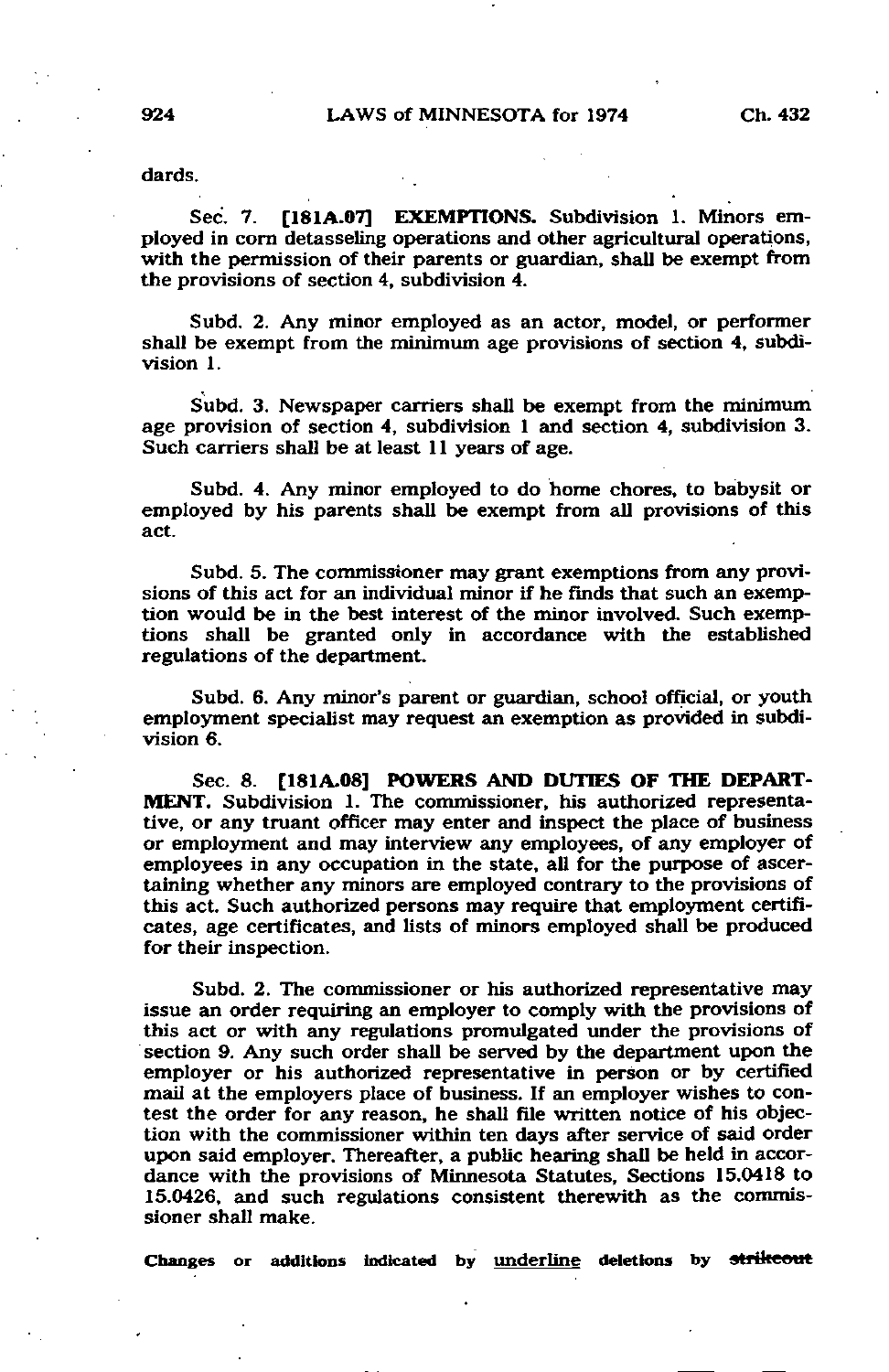dards.

Sec. 7. **[181A.07] EXEMPTIONS.** Subdivision 1. Minors employed in corn detasseling operations and other agricultural operations, with the permission of their parents or guardian, shall be exempt from the provisions of section 4, subdivision 4.

Subd. 2. Any minor employed as an actor, model, or performer shall be exempt from the minimum age provisions of section 4, subdivision 1.

Subd. 3. Newspaper carriers shall be exempt from the minimum age provision of section 4, subdivision 1 and section 4, subdivision 3. Such carriers shall be at least 11 years of age.

Subd. 4. Any minor employed to do home chores, to babysit or employed by his parents shall be exempt from all provisions of this act.

Subd. 5. The commissioner may grant exemptions from any provisions of this act for an individual minor if he finds that such an exemption would be in the best interest of the minor involved. Such exemptions shall be granted only in accordance with the established regulations of the department.

Subd. 6. Any minor's parent or guardian, school official, or youth employment specialist may request an exemption as provided in subdivision 6.

Sec. 8. **[181A.08] POWERS AND DUTIES OF THE DEPARTMENT.** Subdivision 1. The commissioner, his authorized representative, or any truant officer may enter and inspect the place of business or employment and may interview any employees, of any employer of employees in any occupation in the state, all for the purpose of ascertaining whether any minors are employed contrary to the provisions of this act. Such authorized persons may require that employment certificates, age certificates, and lists of minors employed shall be produced for their inspection.

Subd. 2. The commissioner or his authorized representative may issue an order requiring an employer to comply with the provisions of this act or with any regulations promulgated under the provisions of section 9. Any such order shall be served by the department upon the employer or his authorized representative in person or by certified mail at the employers place of business. If an employer wishes to contest the order for any reason, he shall file written notice of his objection with the commissioner within ten days after service of said order upon said employer. Thereafter, a public hearing shall be held in accordance with the provisions of Minnesota Statutes, Sections 15.0418 to 15.0426, and such regulations consistent therewith as the commissioner shall make.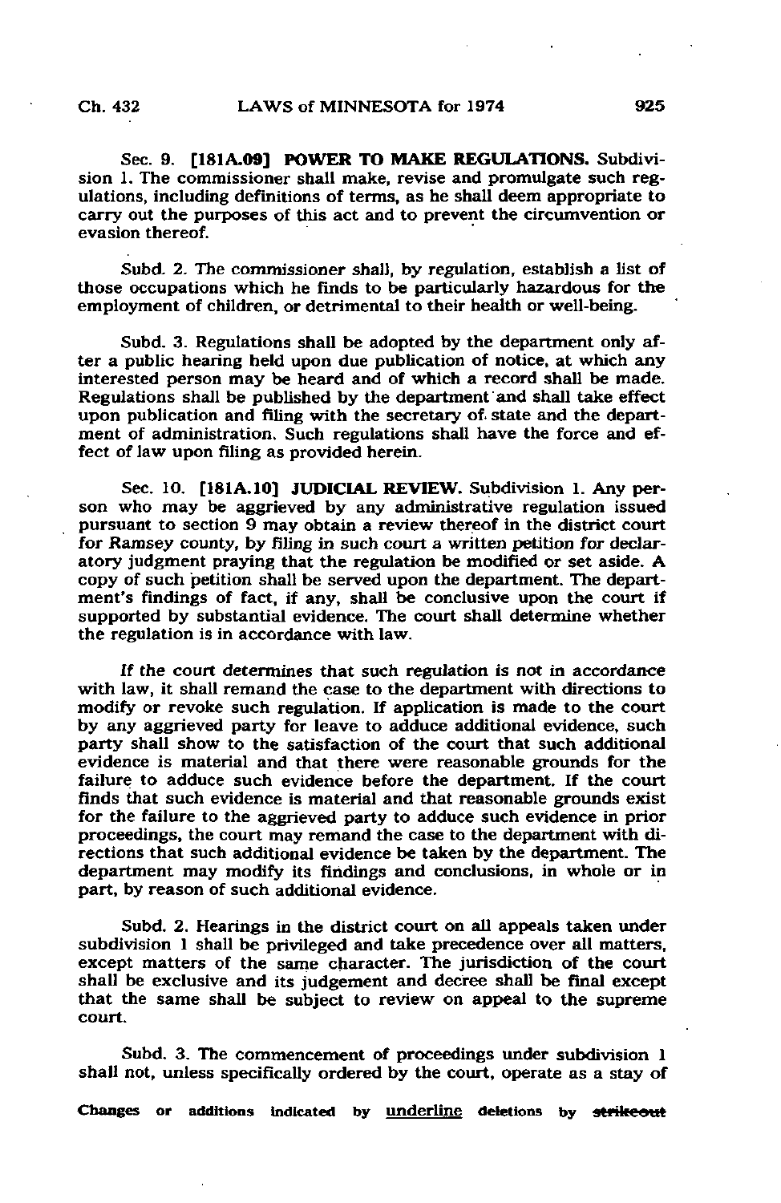Sec. 9. [181A.09] **POWER TO MAKE REGULATIONS.** Subdivision 1. The commissioner shall make, revise and promulgate such regulations, including definitions of terms, as he shall deem appropriate to carry out the purposes of this act and to prevent the circumvention or evasion thereof.

Subd. 2. The commissioner shall, by regulation, establish a list of those occupations which he finds to be particularly hazardous for the employment of children, or detrimental to their health or well-being.

Subd. 3. Regulations shall be adopted by the department only after a public hearing held upon due publication of notice, at which any interested person may be heard and of which a record shall be made. Regulations shall be published by the department and shall take effect upon publication and filing with the secretary of state and the department of administration. Such regulations shall have the force and effect of law upon filing as provided herein.

Sec. 10. [181A.10] **JUDICIAL REVIEW.** Subdivision 1. Any person who may be aggrieved by any administrative regulation issued pursuant to section 9 may obtain a review thereof in the district court for Ramsey county, by filing in such court a written petition for declaratory judgment praying that the regulation be modified or set aside. A copy of such petition shall be served upon the department. The department's findings of fact, if any, shall be conclusive upon the court if supported by substantial evidence. The court shall determine whether the regulation is in accordance with law.

If the court determines that such regulation is not in accordance with law, it shall remand the case to the department with directions to modify or revoke such regulation. If application is made to the court by any aggrieved party for leave to adduce additional evidence, such party shall show to the satisfaction of the court that such additional evidence is material and that there were reasonable grounds for the failure to adduce such evidence before the department. If the court finds that such evidence is material and that reasonable grounds exist for the failure to the aggrieved party to adduce such evidence in prior proceedings, the court may remand the case to the department with directions that such additional evidence be taken by the department. The department may modify its findings and conclusions, in whole or in part, by reason of such additional evidence.

Subd. 2. Hearings in the district court on all appeals taken under subdivision 1 shall be privileged and take precedence over all matters, except matters of the same character. The jurisdiction of the court shall be exclusive and its judgement and decree shall be final except that the same shall be subject to review on appeal to the supreme court.

Subd. 3. The commencement of proceedings under subdivision 1 shall not, unless specifically ordered by the court, operate as a stay of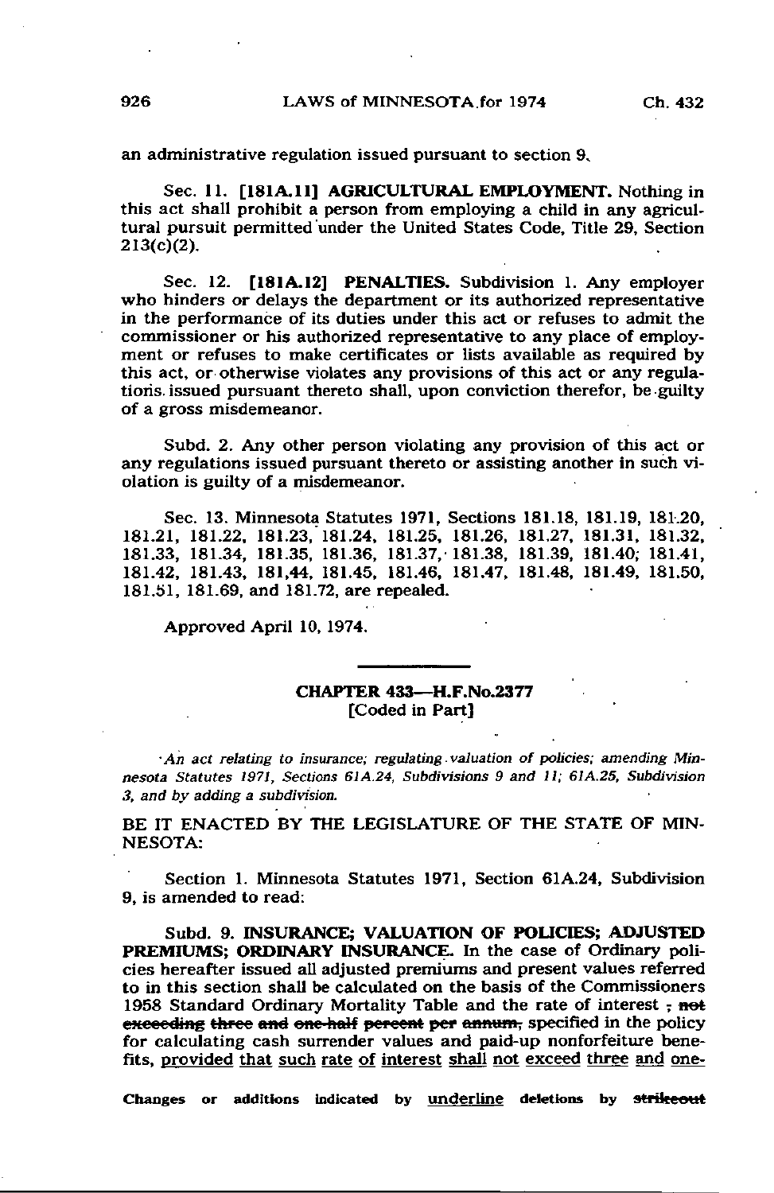an administrative regulation issued pursuant to section 9.

Sec. 11. [181A.11] **AGRICULTURAL EMPLOYMENT.** Nothing in this act shall prohibit a person from employing a child in any agricultural pursuit permitted under the United States Code, Title 29, Section 213(c)(2).

Sec. 12. [181A.12] **PENALTIES.** Subdivision 1. Any employer who hinders or delays the department or its authorized representative in the performance of its duties under this act or refuses to admit the commissioner or his authorized representative to any place of employment or refuses to make certificates or lists available as required by this act, or otherwise violates any provisions of this act or any regulations issued pursuant thereto shall, upon conviction therefor, be guilty of a gross misdemeanor.

Subd. 2. Any other person violating any provision of this act or any regulations issued pursuant thereto or assisting another in such violation is guilty of a misdemeanor.

Sec. 13. Minnesota Statutes 1971, Sections 181.18, 181.19, 181.20, 181.21, 181.22, 181.23, 181.24, 181.25, 181.26, 181.27, 181.31, 181.32, 181.33, 181.34, 181.35, 181.36, 181.37, 181.38, 181.39, 181.40, 181.41, 181.42, 181.43, 181.44, 181.45, 181.46, 181.47, 181.48, 181.49, 181.50, 181.51, 181.69, and 181.72, are repealed.

Approved April 10, 1974.

## CHAPTER 433—H.F.No.2377
[Coded in Part]

*An act relating to insurance; regulating valuation of policies; amending Minnesota Statutes 1971, Sections 61A.24, Subdivisions 9 and 11; 61A.25, Subdivision 3, and by adding a subdivision.*

BE IT ENACTED BY THE LEGISLATURE OF THE STATE OF MINNESOTA:

Section 1. Minnesota Statutes 1971, Section 61A.24, Subdivision 9, is amended to read:

Subd. 9. **INSURANCE; VALUATION OF POLICIES; ADJUSTED PREMIUMS; ORDINARY INSURANCE.** In the case of Ordinary policies hereafter issued all adjusted premiums and present values referred to in this section shall be calculated on the basis of the Commissioners 1958 Standard Ordinary Mortality Table and the rate of interest ~~, not exceeding three and one-half percent per annum,~~ specified in the policy for calculating cash surrender values and paid-up nonforfeiture benefits, <u>provided that such rate of interest shall not exceed three and one-</u>

Changes or additions indicated by <u>underline</u> deletions by ~~strikeout~~